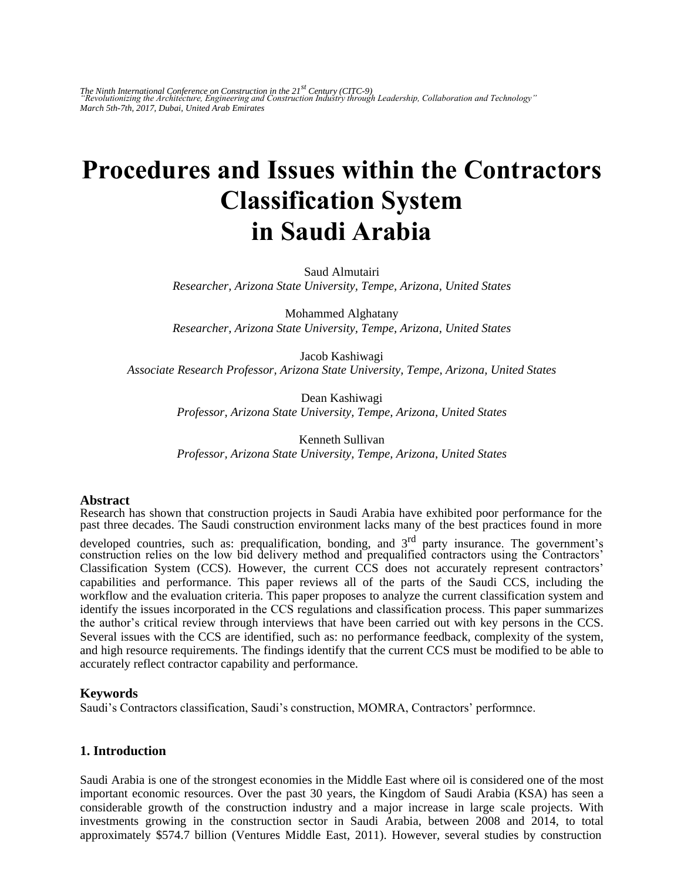*The Ninth International Conference on Construction in the 21st Century (CITC-9)*
*"Revolutionizing the Architecture, Engineering and Construction Industry through Leadership, Collaboration and Technology"*
*March 5th-7th, 2017, Dubai, United Arab Emirates*

# Procedures and Issues within the Contractors Classification System in Saudi Arabia

Saud Almutairi
*Researcher, Arizona State University, Tempe, Arizona, United States*

Mohammed Alghatany
*Researcher, Arizona State University, Tempe, Arizona, United States*

Jacob Kashiwagi
*Associate Research Professor, Arizona State University, Tempe, Arizona, United States*

Dean Kashiwagi
*Professor, Arizona State University, Tempe, Arizona, United States*

Kenneth Sullivan
*Professor, Arizona State University, Tempe, Arizona, United States*

### Abstract

Research has shown that construction projects in Saudi Arabia have exhibited poor performance for the past three decades. The Saudi construction environment lacks many of the best practices found in more developed countries, such as: prequalification, bonding, and 3rd party insurance. The government's construction relies on the low bid delivery method and prequalified contractors using the Contractors' Classification System (CCS). However, the current CCS does not accurately represent contractors' capabilities and performance. This paper reviews all of the parts of the Saudi CCS, including the workflow and the evaluation criteria. This paper proposes to analyze the current classification system and identify the issues incorporated in the CCS regulations and classification process. This paper summarizes the author's critical review through interviews that have been carried out with key persons in the CCS. Several issues with the CCS are identified, such as: no performance feedback, complexity of the system, and high resource requirements. The findings identify that the current CCS must be modified to be able to accurately reflect contractor capability and performance.

### Keywords

Saudi's Contractors classification, Saudi's construction, MOMRA, Contractors' performnce.

## 1. Introduction

Saudi Arabia is one of the strongest economies in the Middle East where oil is considered one of the most important economic resources. Over the past 30 years, the Kingdom of Saudi Arabia (KSA) has seen a considerable growth of the construction industry and a major increase in large scale projects. With investments growing in the construction sector in Saudi Arabia, between 2008 and 2014, to total approximately $574.7 billion (Ventures Middle East, 2011). However, several studies by construction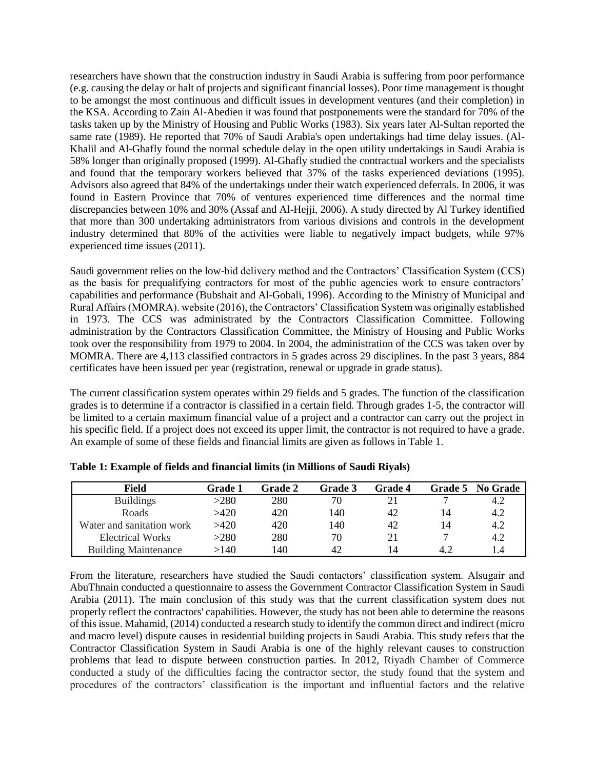researchers have shown that the construction industry in Saudi Arabia is suffering from poor performance (e.g. causing the delay or halt of projects and significant financial losses). Poor time management is thought to be amongst the most continuous and difficult issues in development ventures (and their completion) in the KSA. According to Zain Al-Abedien it was found that postponements were the standard for 70% of the tasks taken up by the Ministry of Housing and Public Works (1983). Six years later Al-Sultan reported the same rate (1989). He reported that 70% of Saudi Arabia's open undertakings had time delay issues. (Al-Khalil and Al-Ghafly found the normal schedule delay in the open utility undertakings in Saudi Arabia is 58% longer than originally proposed (1999). Al-Ghafly studied the contractual workers and the specialists and found that the temporary workers believed that 37% of the tasks experienced deviations (1995). Advisors also agreed that 84% of the undertakings under their watch experienced deferrals. In 2006, it was found in Eastern Province that 70% of ventures experienced time differences and the normal time discrepancies between 10% and 30% (Assaf and Al-Hejji, 2006). A study directed by Al Turkey identified that more than 300 undertaking administrators from various divisions and controls in the development industry determined that 80% of the activities were liable to negatively impact budgets, while 97% experienced time issues (2011).

Saudi government relies on the low-bid delivery method and the Contractors' Classification System (CCS) as the basis for prequalifying contractors for most of the public agencies work to ensure contractors' capabilities and performance (Bubshait and Al-Gobali, 1996). According to the Ministry of Municipal and Rural Affairs (MOMRA). website (2016), the Contractors' Classification System was originally established in 1973. The CCS was administrated by the Contractors Classification Committee. Following administration by the Contractors Classification Committee, the Ministry of Housing and Public Works took over the responsibility from 1979 to 2004. In 2004, the administration of the CCS was taken over by MOMRA. There are 4,113 classified contractors in 5 grades across 29 disciplines. In the past 3 years, 884 certificates have been issued per year (registration, renewal or upgrade in grade status).

The current classification system operates within 29 fields and 5 grades. The function of the classification grades is to determine if a contractor is classified in a certain field. Through grades 1-5, the contractor will be limited to a certain maximum financial value of a project and a contractor can carry out the project in his specific field. If a project does not exceed its upper limit, the contractor is not required to have a grade. An example of some of these fields and financial limits are given as follows in Table 1.

**Table 1: Example of fields and financial limits (in Millions of Saudi Riyals)**

| Field | Grade 1 | Grade 2 | Grade 3 | Grade 4 | Grade 5 | No Grade |
|---|---|---|---|---|---|---|
| Buildings | >280 | 280 | 70 | 21 | 7 | 4.2 |
| Roads | >420 | 420 | 140 | 42 | 14 | 4.2 |
| Water and sanitation work | >420 | 420 | 140 | 42 | 14 | 4.2 |
| Electrical Works | >280 | 280 | 70 | 21 | 7 | 4.2 |
| Building Maintenance | >140 | 140 | 42 | 14 | 4.2 | 1.4 |

From the literature, researchers have studied the Saudi contactors' classification system. Alsugair and AbuThnain conducted a questionnaire to assess the Government Contractor Classification System in Saudi Arabia (2011). The main conclusion of this study was that the current classification system does not properly reflect the contractors' capabilities. However, the study has not been able to determine the reasons of this issue. Mahamid, (2014) conducted a research study to identify the common direct and indirect (micro and macro level) dispute causes in residential building projects in Saudi Arabia. This study refers that the Contractor Classification System in Saudi Arabia is one of the highly relevant causes to construction problems that lead to dispute between construction parties. In 2012, Riyadh Chamber of Commerce conducted a study of the difficulties facing the contractor sector, the study found that the system and procedures of the contractors' classification is the important and influential factors and the relative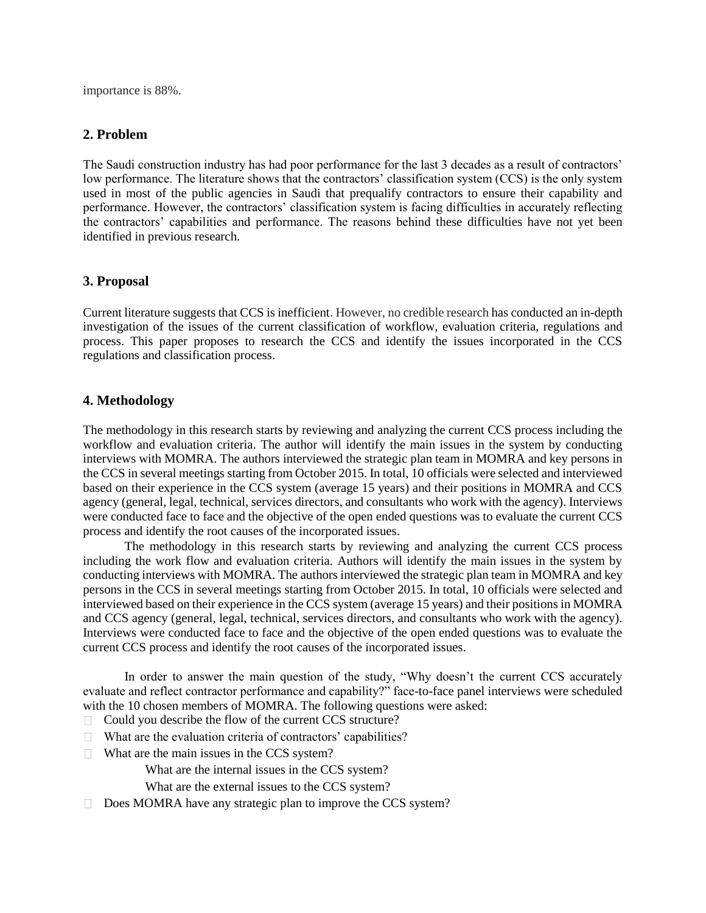importance is 88%.

## 2. Problem

The Saudi construction industry has had poor performance for the last 3 decades as a result of contractors' low performance. The literature shows that the contractors' classification system (CCS) is the only system used in most of the public agencies in Saudi that prequalify contractors to ensure their capability and performance. However, the contractors' classification system is facing difficulties in accurately reflecting the contractors' capabilities and performance. The reasons behind these difficulties have not yet been identified in previous research.

## 3. Proposal

Current literature suggests that CCS is inefficient. However, no credible research has conducted an in-depth investigation of the issues of the current classification of workflow, evaluation criteria, regulations and process. This paper proposes to research the CCS and identify the issues incorporated in the CCS regulations and classification process.

## 4. Methodology

The methodology in this research starts by reviewing and analyzing the current CCS process including the workflow and evaluation criteria. The author will identify the main issues in the system by conducting interviews with MOMRA. The authors interviewed the strategic plan team in MOMRA and key persons in the CCS in several meetings starting from October 2015. In total, 10 officials were selected and interviewed based on their experience in the CCS system (average 15 years) and their positions in MOMRA and CCS agency (general, legal, technical, services directors, and consultants who work with the agency). Interviews were conducted face to face and the objective of the open ended questions was to evaluate the current CCS process and identify the root causes of the incorporated issues.

The methodology in this research starts by reviewing and analyzing the current CCS process including the work flow and evaluation criteria. Authors will identify the main issues in the system by conducting interviews with MOMRA. The authors interviewed the strategic plan team in MOMRA and key persons in the CCS in several meetings starting from October 2015. In total, 10 officials were selected and interviewed based on their experience in the CCS system (average 15 years) and their positions in MOMRA and CCS agency (general, legal, technical, services directors, and consultants who work with the agency). Interviews were conducted face to face and the objective of the open ended questions was to evaluate the current CCS process and identify the root causes of the incorporated issues.

In order to answer the main question of the study, "Why doesn't the current CCS accurately evaluate and reflect contractor performance and capability?" face-to-face panel interviews were scheduled with the 10 chosen members of MOMRA. The following questions were asked:

- Could you describe the flow of the current CCS structure?
- What are the evaluation criteria of contractors' capabilities?
- What are the main issues in the CCS system?
    - What are the internal issues in the CCS system?
    - What are the external issues to the CCS system?
- Does MOMRA have any strategic plan to improve the CCS system?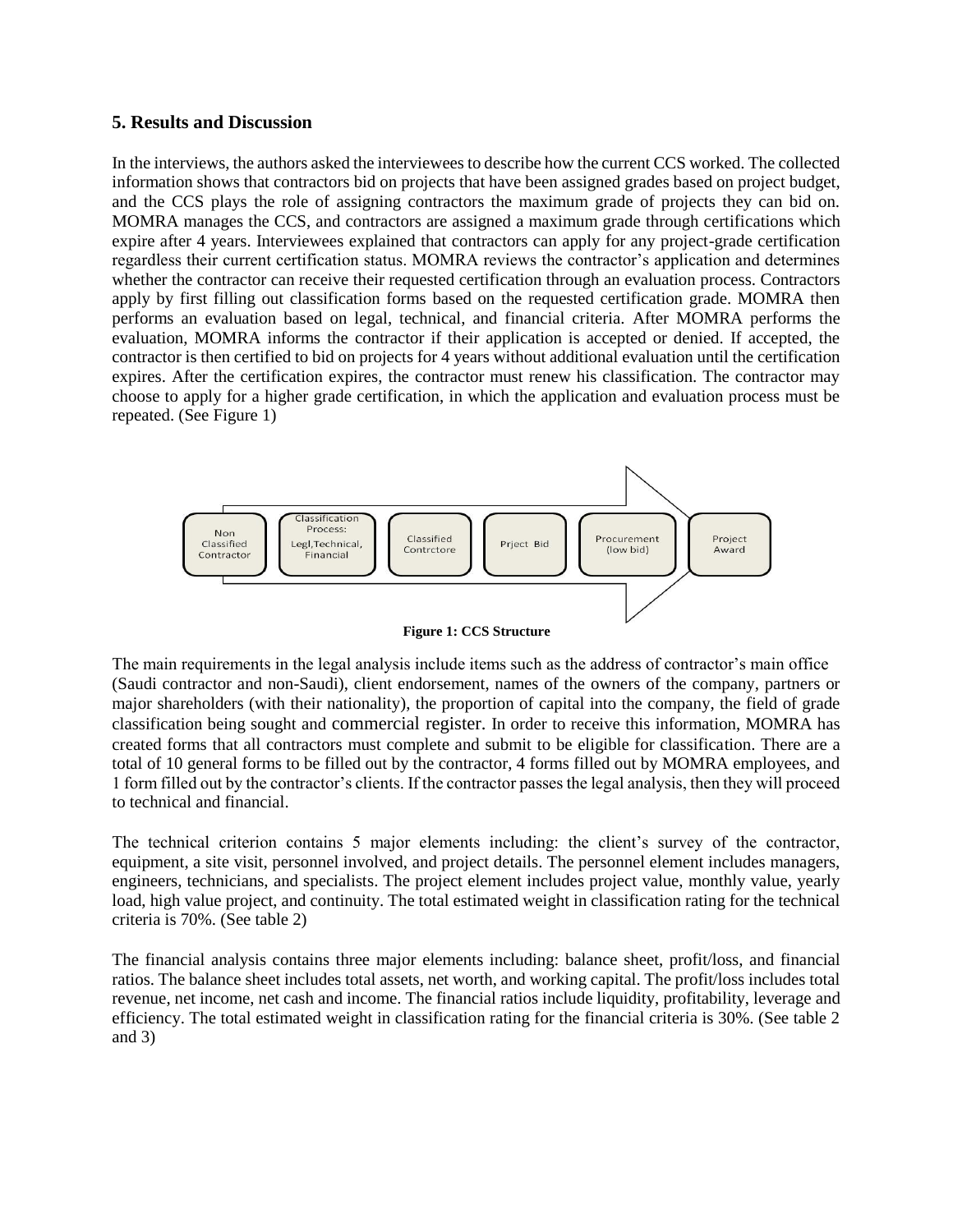## 5. Results and Discussion

In the interviews, the authors asked the interviewees to describe how the current CCS worked. The collected information shows that contractors bid on projects that have been assigned grades based on project budget, and the CCS plays the role of assigning contractors the maximum grade of projects they can bid on. MOMRA manages the CCS, and contractors are assigned a maximum grade through certifications which expire after 4 years. Interviewees explained that contractors can apply for any project-grade certification regardless their current certification status. MOMRA reviews the contractor's application and determines whether the contractor can receive their requested certification through an evaluation process. Contractors apply by first filling out classification forms based on the requested certification grade. MOMRA then performs an evaluation based on legal, technical, and financial criteria. After MOMRA performs the evaluation, MOMRA informs the contractor if their application is accepted or denied. If accepted, the contractor is then certified to bid on projects for 4 years without additional evaluation until the certification expires. After the certification expires, the contractor must renew his classification. The contractor may choose to apply for a higher grade certification, in which the application and evaluation process must be repeated. (See Figure 1)

**Figure 1: CCS Structure**

The main requirements in the legal analysis include items such as the address of contractor's main office (Saudi contractor and non-Saudi), client endorsement, names of the owners of the company, partners or major shareholders (with their nationality), the proportion of capital into the company, the field of grade classification being sought and commercial register. In order to receive this information, MOMRA has created forms that all contractors must complete and submit to be eligible for classification. There are a total of 10 general forms to be filled out by the contractor, 4 forms filled out by MOMRA employees, and 1 form filled out by the contractor's clients. If the contractor passes the legal analysis, then they will proceed to technical and financial.

The technical criterion contains 5 major elements including: the client's survey of the contractor, equipment, a site visit, personnel involved, and project details. The personnel element includes managers, engineers, technicians, and specialists. The project element includes project value, monthly value, yearly load, high value project, and continuity. The total estimated weight in classification rating for the technical criteria is 70%. (See table 2)

The financial analysis contains three major elements including: balance sheet, profit/loss, and financial ratios. The balance sheet includes total assets, net worth, and working capital. The profit/loss includes total revenue, net income, net cash and income. The financial ratios include liquidity, profitability, leverage and efficiency. The total estimated weight in classification rating for the financial criteria is 30%. (See table 2 and 3)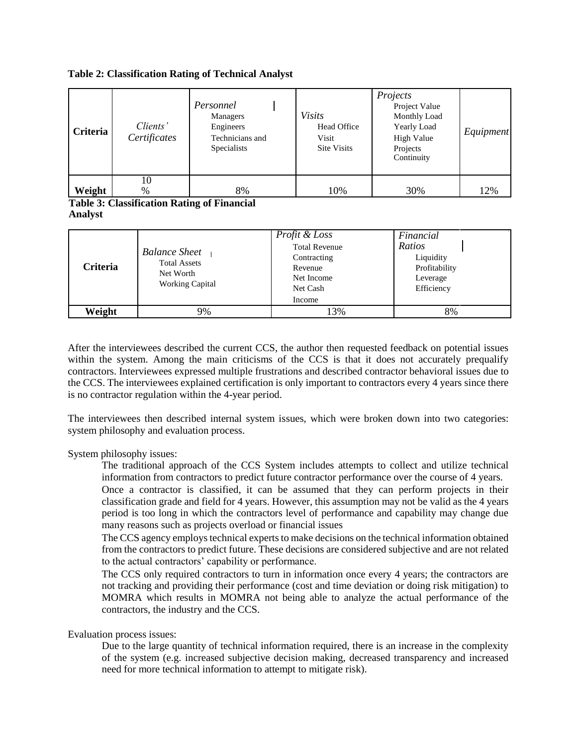**Table 2: Classification Rating of Technical Analyst**

| Criteria | *Clients' Certificates* | *Personnel* Managers Engineers Technicians and Specialists | *Visits* Head Office Visit Site Visits | *Projects* Project Value Monthly Load Yearly Load High Value Projects Continuity | *Equipment* |
|---|---|---|---|---|---|
| **Weight** | 10 % | 8% | 10% | 30% | 12% |

**Table 3: Classification Rating of Financial Analyst**

| Criteria | *Balance Sheet* Total Assets Net Worth Working Capital | *Profit & Loss* Total Revenue Contracting Revenue Net Income Net Cash Income | *Financial Ratios* Liquidity Profitability Leverage Efficiency |
|---|---|---|---|
| **Weight** | 9% | 13% | 8% |

After the interviewees described the current CCS, the author then requested feedback on potential issues within the system. Among the main criticisms of the CCS is that it does not accurately prequalify contractors. Interviewees expressed multiple frustrations and described contractor behavioral issues due to the CCS. The interviewees explained certification is only important to contractors every 4 years since there is no contractor regulation within the 4-year period.

The interviewees then described internal system issues, which were broken down into two categories: system philosophy and evaluation process.

System philosophy issues:

The traditional approach of the CCS System includes attempts to collect and utilize technical information from contractors to predict future contractor performance over the course of 4 years.

Once a contractor is classified, it can be assumed that they can perform projects in their classification grade and field for 4 years. However, this assumption may not be valid as the 4 years period is too long in which the contractors level of performance and capability may change due many reasons such as projects overload or financial issues

The CCS agency employs technical experts to make decisions on the technical information obtained from the contractors to predict future. These decisions are considered subjective and are not related to the actual contractors' capability or performance.

The CCS only required contractors to turn in information once every 4 years; the contractors are not tracking and providing their performance (cost and time deviation or doing risk mitigation) to MOMRA which results in MOMRA not being able to analyze the actual performance of the contractors, the industry and the CCS.

Evaluation process issues:

Due to the large quantity of technical information required, there is an increase in the complexity of the system (e.g. increased subjective decision making, decreased transparency and increased need for more technical information to attempt to mitigate risk).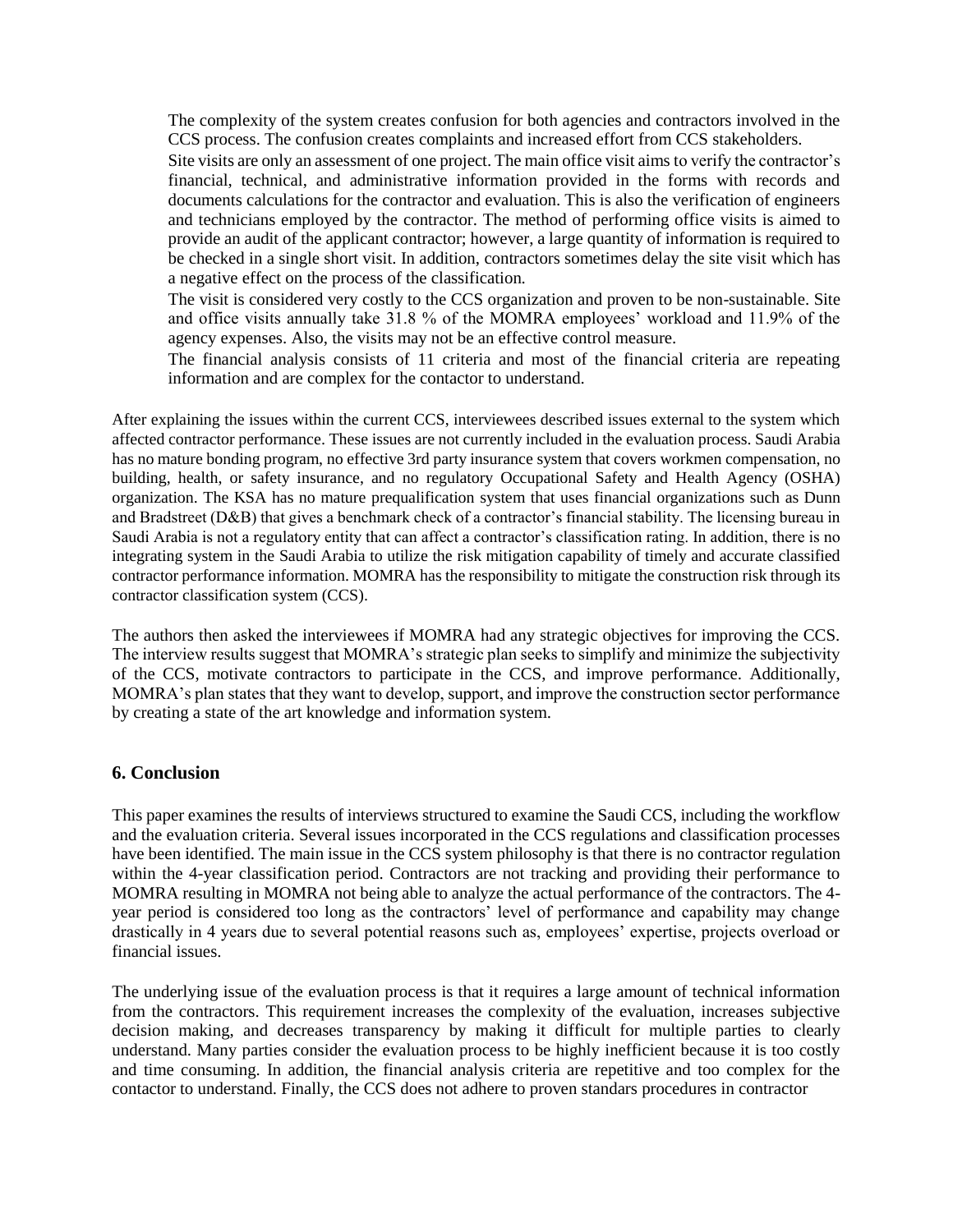The complexity of the system creates confusion for both agencies and contractors involved in the CCS process. The confusion creates complaints and increased effort from CCS stakeholders.

Site visits are only an assessment of one project. The main office visit aims to verify the contractor's financial, technical, and administrative information provided in the forms with records and documents calculations for the contractor and evaluation. This is also the verification of engineers and technicians employed by the contractor. The method of performing office visits is aimed to provide an audit of the applicant contractor; however, a large quantity of information is required to be checked in a single short visit. In addition, contractors sometimes delay the site visit which has a negative effect on the process of the classification.

The visit is considered very costly to the CCS organization and proven to be non-sustainable. Site and office visits annually take 31.8 % of the MOMRA employees' workload and 11.9% of the agency expenses. Also, the visits may not be an effective control measure.

The financial analysis consists of 11 criteria and most of the financial criteria are repeating information and are complex for the contactor to understand.

After explaining the issues within the current CCS, interviewees described issues external to the system which affected contractor performance. These issues are not currently included in the evaluation process. Saudi Arabia has no mature bonding program, no effective 3rd party insurance system that covers workmen compensation, no building, health, or safety insurance, and no regulatory Occupational Safety and Health Agency (OSHA) organization. The KSA has no mature prequalification system that uses financial organizations such as Dunn and Bradstreet (D&B) that gives a benchmark check of a contractor's financial stability. The licensing bureau in Saudi Arabia is not a regulatory entity that can affect a contractor's classification rating. In addition, there is no integrating system in the Saudi Arabia to utilize the risk mitigation capability of timely and accurate classified contractor performance information. MOMRA has the responsibility to mitigate the construction risk through its contractor classification system (CCS).

The authors then asked the interviewees if MOMRA had any strategic objectives for improving the CCS. The interview results suggest that MOMRA's strategic plan seeks to simplify and minimize the subjectivity of the CCS, motivate contractors to participate in the CCS, and improve performance. Additionally, MOMRA's plan states that they want to develop, support, and improve the construction sector performance by creating a state of the art knowledge and information system.

## 6. Conclusion

This paper examines the results of interviews structured to examine the Saudi CCS, including the workflow and the evaluation criteria. Several issues incorporated in the CCS regulations and classification processes have been identified. The main issue in the CCS system philosophy is that there is no contractor regulation within the 4-year classification period. Contractors are not tracking and providing their performance to MOMRA resulting in MOMRA not being able to analyze the actual performance of the contractors. The 4-year period is considered too long as the contractors' level of performance and capability may change drastically in 4 years due to several potential reasons such as, employees' expertise, projects overload or financial issues.

The underlying issue of the evaluation process is that it requires a large amount of technical information from the contractors. This requirement increases the complexity of the evaluation, increases subjective decision making, and decreases transparency by making it difficult for multiple parties to clearly understand. Many parties consider the evaluation process to be highly inefficient because it is too costly and time consuming. In addition, the financial analysis criteria are repetitive and too complex for the contactor to understand. Finally, the CCS does not adhere to proven standars procedures in contractor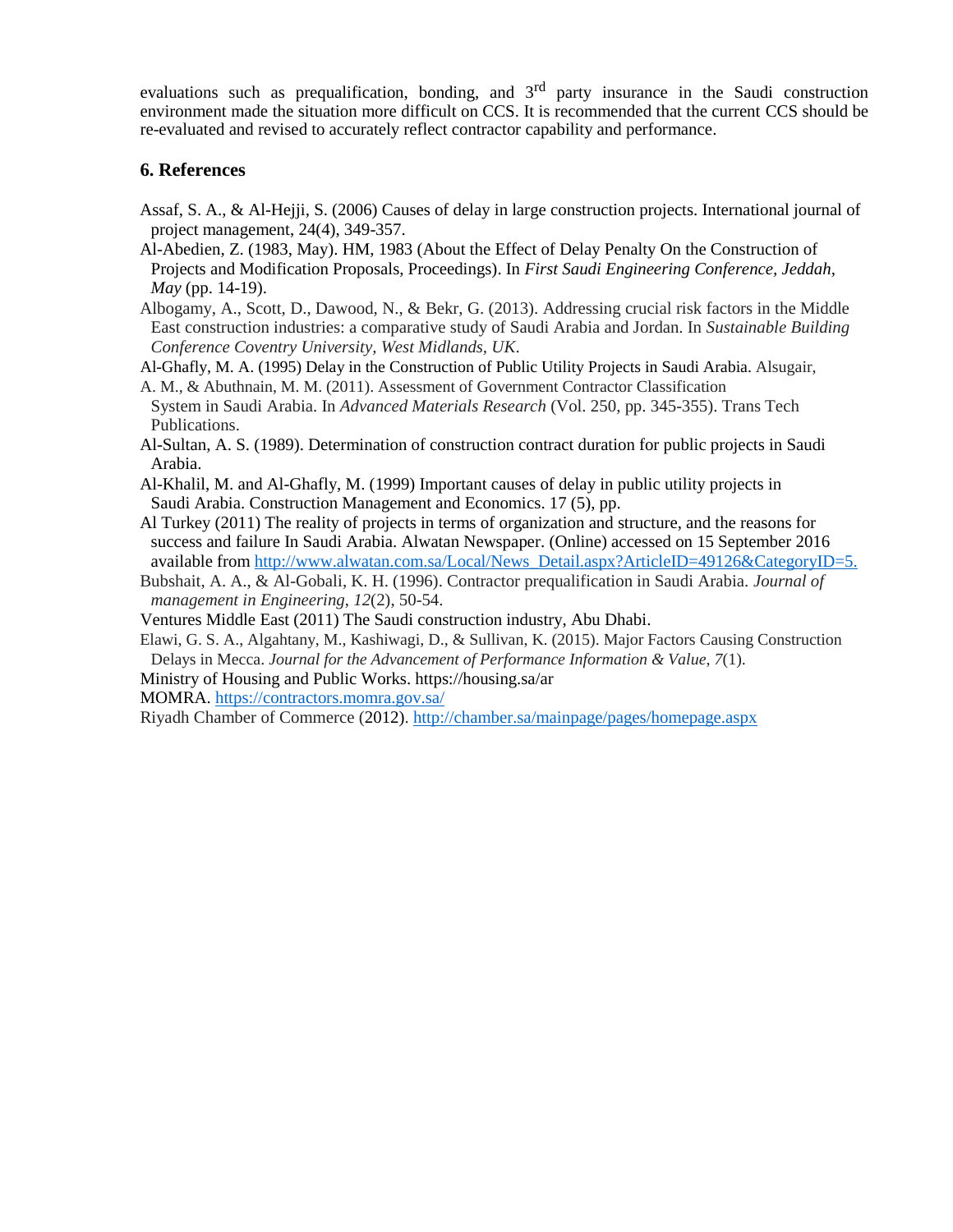evaluations such as prequalification, bonding, and 3rd party insurance in the Saudi construction environment made the situation more difficult on CCS. It is recommended that the current CCS should be re-evaluated and revised to accurately reflect contractor capability and performance.

## 6. References

Assaf, S. A., & Al-Hejji, S. (2006) Causes of delay in large construction projects. International journal of project management, 24(4), 349-357.

Al-Abedien, Z. (1983, May). HM, 1983 (About the Effect of Delay Penalty On the Construction of Projects and Modification Proposals, Proceedings). In *First Saudi Engineering Conference, Jeddah, May* (pp. 14-19).

Albogamy, A., Scott, D., Dawood, N., & Bekr, G. (2013). Addressing crucial risk factors in the Middle East construction industries: a comparative study of Saudi Arabia and Jordan. In *Sustainable Building Conference Coventry University, West Midlands, UK*.

Al-Ghafly, M. A. (1995) Delay in the Construction of Public Utility Projects in Saudi Arabia. Alsugair, A. M., & Abuthnain, M. M. (2011). Assessment of Government Contractor Classification System in Saudi Arabia. In *Advanced Materials Research* (Vol. 250, pp. 345-355). Trans Tech Publications.

Al-Sultan, A. S. (1989). Determination of construction contract duration for public projects in Saudi Arabia.

Al-Khalil, M. and Al-Ghafly, M. (1999) Important causes of delay in public utility projects in Saudi Arabia. Construction Management and Economics. 17 (5), pp.

Al Turkey (2011) The reality of projects in terms of organization and structure, and the reasons for success and failure In Saudi Arabia. Alwatan Newspaper. (Online) accessed on 15 September 2016 available from http://www.alwatan.com.sa/Local/News_Detail.aspx?ArticleID=49126&CategoryID=5.

Bubshait, A. A., & Al-Gobali, K. H. (1996). Contractor prequalification in Saudi Arabia. *Journal of management in Engineering*, *12*(2), 50-54.

Ventures Middle East (2011) The Saudi construction industry, Abu Dhabi.

Elawi, G. S. A., Algahtany, M., Kashiwagi, D., & Sullivan, K. (2015). Major Factors Causing Construction Delays in Mecca. *Journal for the Advancement of Performance Information & Value*, *7*(1).

Ministry of Housing and Public Works. https://housing.sa/ar

MOMRA. https://contractors.momra.gov.sa/

Riyadh Chamber of Commerce (2012). http://chamber.sa/mainpage/pages/homepage.aspx